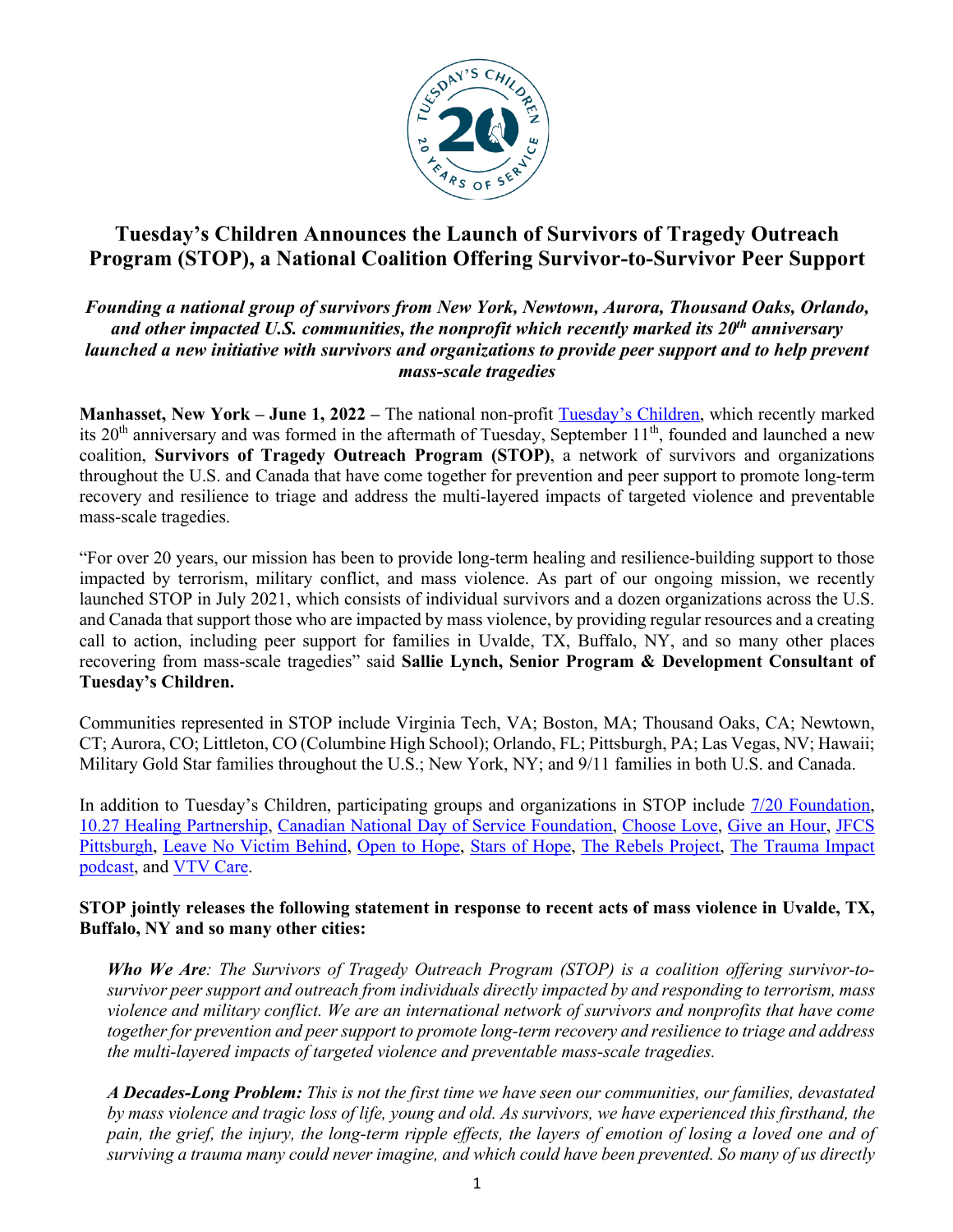# Tuesday's Children Announces the Launch of Survivors of Tragedy Outreach Program (STOP), a National Coalition Offering Survivor-to-Survivor Peer Support

***Founding a national group of survivors from New York, Newtown, Aurora, Thousand Oaks, Orlando, and other impacted U.S. communities, the nonprofit which recently marked its 20th anniversary launched a new initiative with survivors and organizations to provide peer support and to help prevent mass-scale tragedies***

**Manhasset, New York – June 1, 2022 –** The national non-profit Tuesday's Children, which recently marked its 20th anniversary and was formed in the aftermath of Tuesday, September 11th, founded and launched a new coalition, **Survivors of Tragedy Outreach Program (STOP)**, a network of survivors and organizations throughout the U.S. and Canada that have come together for prevention and peer support to promote long-term recovery and resilience to triage and address the multi-layered impacts of targeted violence and preventable mass-scale tragedies.

"For over 20 years, our mission has been to provide long-term healing and resilience-building support to those impacted by terrorism, military conflict, and mass violence. As part of our ongoing mission, we recently launched STOP in July 2021, which consists of individual survivors and a dozen organizations across the U.S. and Canada that support those who are impacted by mass violence, by providing regular resources and a creating call to action, including peer support for families in Uvalde, TX, Buffalo, NY, and so many other places recovering from mass-scale tragedies" said **Sallie Lynch, Senior Program & Development Consultant of Tuesday's Children.**

Communities represented in STOP include Virginia Tech, VA; Boston, MA; Thousand Oaks, CA; Newtown, CT; Aurora, CO; Littleton, CO (Columbine High School); Orlando, FL; Pittsburgh, PA; Las Vegas, NV; Hawaii; Military Gold Star families throughout the U.S.; New York, NY; and 9/11 families in both U.S. and Canada.

In addition to Tuesday's Children, participating groups and organizations in STOP include 7/20 Foundation, 10.27 Healing Partnership, Canadian National Day of Service Foundation, Choose Love, Give an Hour, JFCS Pittsburgh, Leave No Victim Behind, Open to Hope, Stars of Hope, The Rebels Project, The Trauma Impact podcast, and VTV Care.

**STOP jointly releases the following statement in response to recent acts of mass violence in Uvalde, TX, Buffalo, NY and so many other cities:**

> ***Who We Are****: The Survivors of Tragedy Outreach Program (STOP) is a coalition offering survivor-to-survivor peer support and outreach from individuals directly impacted by and responding to terrorism, mass violence and military conflict. We are an international network of survivors and nonprofits that have come together for prevention and peer support to promote long-term recovery and resilience to triage and address the multi-layered impacts of targeted violence and preventable mass-scale tragedies.*
>
> ***A Decades-Long Problem:*** *This is not the first time we have seen our communities, our families, devastated by mass violence and tragic loss of life, young and old. As survivors, we have experienced this firsthand, the pain, the grief, the injury, the long-term ripple effects, the layers of emotion of losing a loved one and of surviving a trauma many could never imagine, and which could have been prevented. So many of us directly*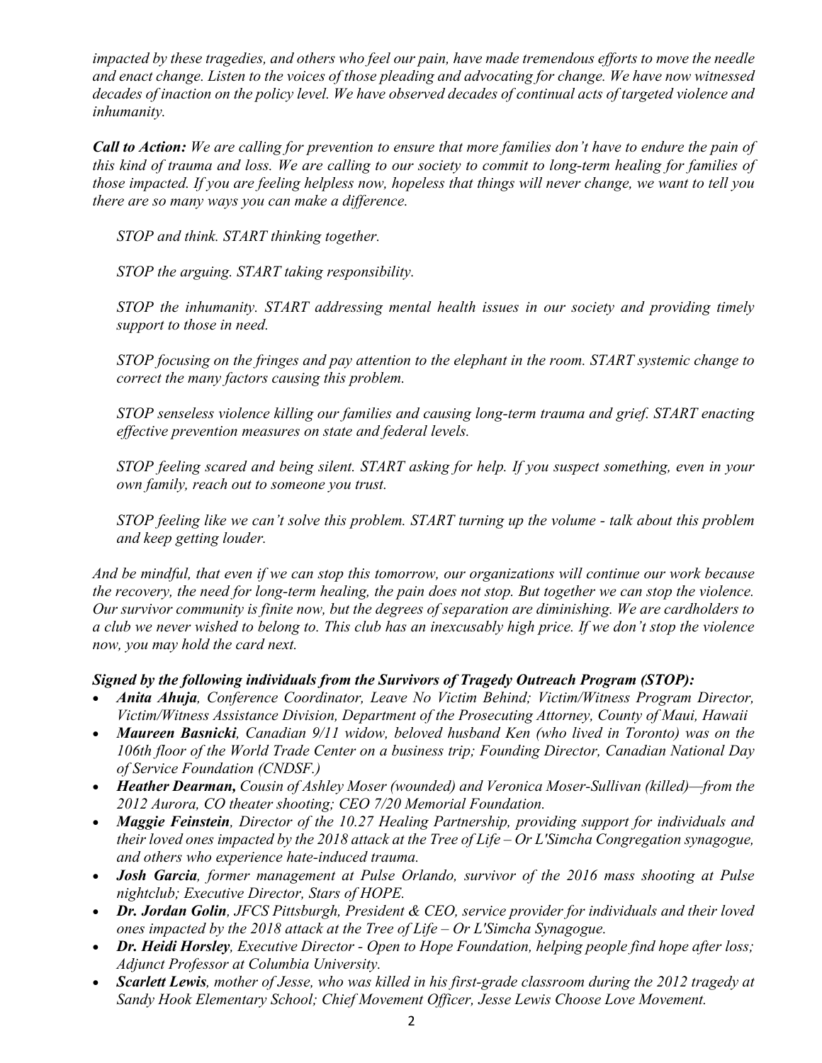*impacted by these tragedies, and others who feel our pain, have made tremendous efforts to move the needle and enact change. Listen to the voices of those pleading and advocating for change. We have now witnessed decades of inaction on the policy level. We have observed decades of continual acts of targeted violence and inhumanity.*

***Call to Action:*** *We are calling for prevention to ensure that more families don't have to endure the pain of this kind of trauma and loss. We are calling to our society to commit to long-term healing for families of those impacted. If you are feeling helpless now, hopeless that things will never change, we want to tell you there are so many ways you can make a difference.*

> *STOP and think. START thinking together.*
>
> *STOP the arguing. START taking responsibility.*
>
> *STOP the inhumanity. START addressing mental health issues in our society and providing timely support to those in need.*
>
> *STOP focusing on the fringes and pay attention to the elephant in the room. START systemic change to correct the many factors causing this problem.*
>
> *STOP senseless violence killing our families and causing long-term trauma and grief. START enacting effective prevention measures on state and federal levels.*
>
> *STOP feeling scared and being silent. START asking for help. If you suspect something, even in your own family, reach out to someone you trust.*
>
> *STOP feeling like we can't solve this problem. START turning up the volume - talk about this problem and keep getting louder.*

*And be mindful, that even if we can stop this tomorrow, our organizations will continue our work because the recovery, the need for long-term healing, the pain does not stop. But together we can stop the violence. Our survivor community is finite now, but the degrees of separation are diminishing. We are cardholders to a club we never wished to belong to. This club has an inexcusably high price. If we don't stop the violence now, you may hold the card next.*

***Signed by the following individuals from the Survivors of Tragedy Outreach Program (STOP):***

- ***Anita Ahuja****, Conference Coordinator, Leave No Victim Behind; Victim/Witness Program Director, Victim/Witness Assistance Division, Department of the Prosecuting Attorney, County of Maui, Hawaii*
- ***Maureen Basnicki****, Canadian 9/11 widow, beloved husband Ken (who lived in Toronto) was on the 106th floor of the World Trade Center on a business trip; Founding Director, Canadian National Day of Service Foundation (CNDSF.)*
- ***Heather Dearman,*** *Cousin of Ashley Moser (wounded) and Veronica Moser-Sullivan (killed)—from the 2012 Aurora, CO theater shooting; CEO 7/20 Memorial Foundation.*
- ***Maggie Feinstein****, Director of the 10.27 Healing Partnership, providing support for individuals and their loved ones impacted by the 2018 attack at the Tree of Life – Or L'Simcha Congregation synagogue, and others who experience hate-induced trauma.*
- ***Josh Garcia****, former management at Pulse Orlando, survivor of the 2016 mass shooting at Pulse nightclub; Executive Director, Stars of HOPE.*
- ***Dr. Jordan Golin****, JFCS Pittsburgh, President & CEO, service provider for individuals and their loved ones impacted by the 2018 attack at the Tree of Life – Or L'Simcha Synagogue.*
- ***Dr. Heidi Horsley****, Executive Director - Open to Hope Foundation, helping people find hope after loss; Adjunct Professor at Columbia University.*
- ***Scarlett Lewis****, mother of Jesse, who was killed in his first-grade classroom during the 2012 tragedy at Sandy Hook Elementary School; Chief Movement Officer, Jesse Lewis Choose Love Movement.*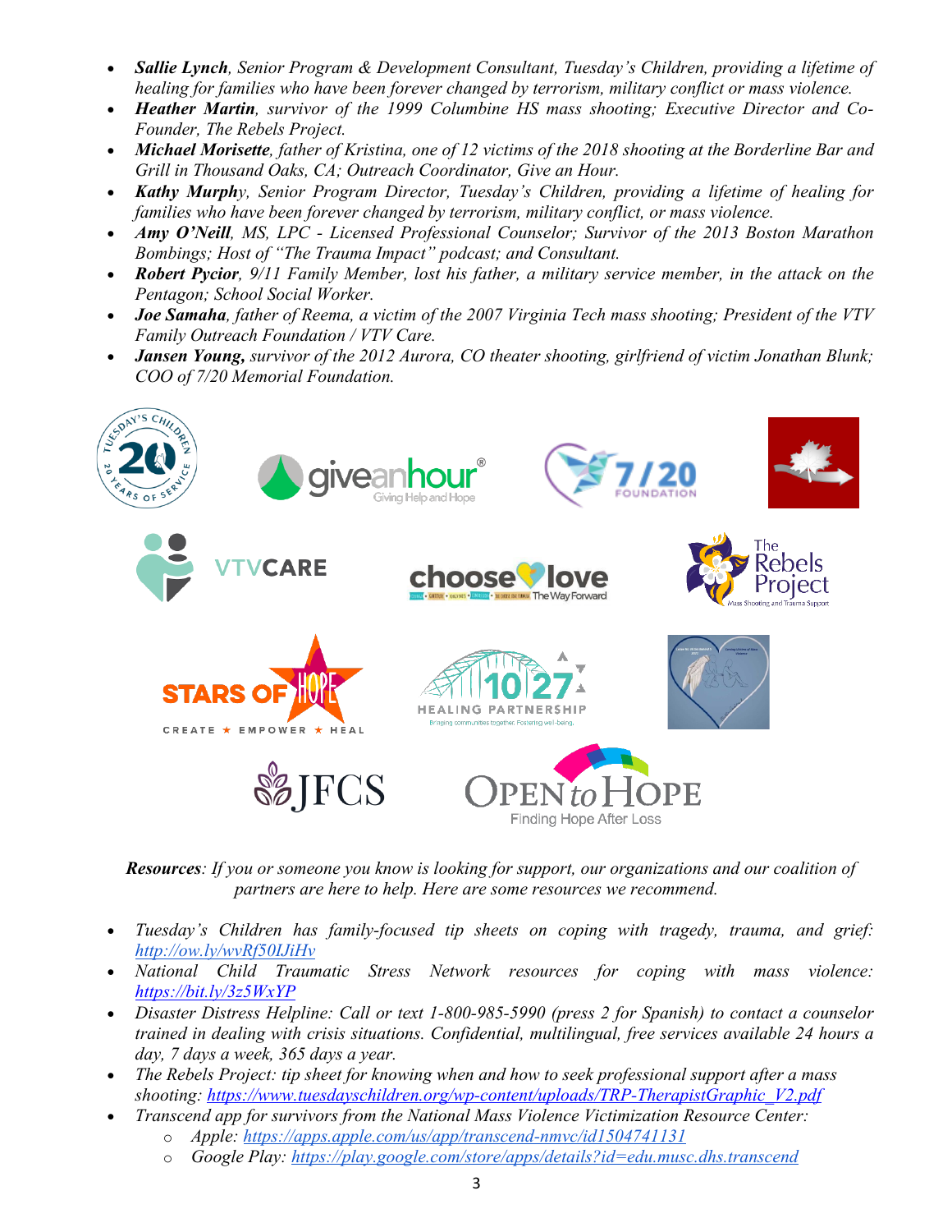- ***Sallie Lynch****, Senior Program & Development Consultant, Tuesday's Children, providing a lifetime of healing for families who have been forever changed by terrorism, military conflict or mass violence.*
- ***Heather Martin****, survivor of the 1999 Columbine HS mass shooting; Executive Director and Co-Founder, The Rebels Project.*
- ***Michael Morisette****, father of Kristina, one of 12 victims of the 2018 shooting at the Borderline Bar and Grill in Thousand Oaks, CA; Outreach Coordinator, Give an Hour.*
- ***Kathy Murphy****, Senior Program Director, Tuesday's Children, providing a lifetime of healing for families who have been forever changed by terrorism, military conflict, or mass violence.*
- ***Amy O'Neill****, MS, LPC - Licensed Professional Counselor; Survivor of the 2013 Boston Marathon Bombings; Host of "The Trauma Impact" podcast; and Consultant.*
- ***Robert Pycior****, 9/11 Family Member, lost his father, a military service member, in the attack on the Pentagon; School Social Worker.*
- ***Joe Samaha****, father of Reema, a victim of the 2007 Virginia Tech mass shooting; President of the VTV Family Outreach Foundation / VTV Care.*
- ***Jansen Young,*** *survivor of the 2012 Aurora, CO theater shooting, girlfriend of victim Jonathan Blunk; COO of 7/20 Memorial Foundation.*

***Resources****: If you or someone you know is looking for support, our organizations and our coalition of partners are here to help. Here are some resources we recommend.*

- *Tuesday's Children has family-focused tip sheets on coping with tragedy, trauma, and grief: http://ow.ly/wvRf50IJiHv*
- *National Child Traumatic Stress Network resources for coping with mass violence: https://bit.ly/3z5WxYP*
- *Disaster Distress Helpline: Call or text 1-800-985-5990 (press 2 for Spanish) to contact a counselor trained in dealing with crisis situations. Confidential, multilingual, free services available 24 hours a day, 7 days a week, 365 days a year.*
- *The Rebels Project: tip sheet for knowing when and how to seek professional support after a mass shooting: https://www.tuesdayschildren.org/wp-content/uploads/TRP-TherapistGraphic_V2.pdf*
- *Transcend app for survivors from the National Mass Violence Victimization Resource Center:*
  - *Apple: https://apps.apple.com/us/app/transcend-nmvc/id1504741131*
  - *Google Play: https://play.google.com/store/apps/details?id=edu.musc.dhs.transcend*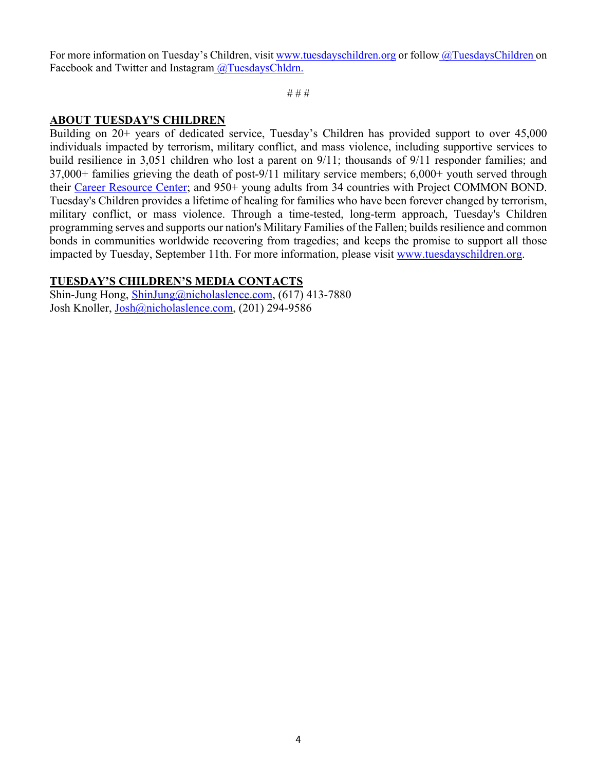For more information on Tuesday's Children, visit www.tuesdayschildren.org or follow @TuesdaysChildren on Facebook and Twitter and Instagram @TuesdaysChldrn.

# # #

## ABOUT TUESDAY'S CHILDREN

Building on 20+ years of dedicated service, Tuesday's Children has provided support to over 45,000 individuals impacted by terrorism, military conflict, and mass violence, including supportive services to build resilience in 3,051 children who lost a parent on 9/11; thousands of 9/11 responder families; and 37,000+ families grieving the death of post-9/11 military service members; 6,000+ youth served through their Career Resource Center; and 950+ young adults from 34 countries with Project COMMON BOND. Tuesday's Children provides a lifetime of healing for families who have been forever changed by terrorism, military conflict, or mass violence. Through a time-tested, long-term approach, Tuesday's Children programming serves and supports our nation's Military Families of the Fallen; builds resilience and common bonds in communities worldwide recovering from tragedies; and keeps the promise to support all those impacted by Tuesday, September 11th. For more information, please visit www.tuesdayschildren.org.

## TUESDAY'S CHILDREN'S MEDIA CONTACTS

Shin-Jung Hong, ShinJung@nicholaslence.com, (617) 413-7880
Josh Knoller, Josh@nicholaslence.com, (201) 294-9586